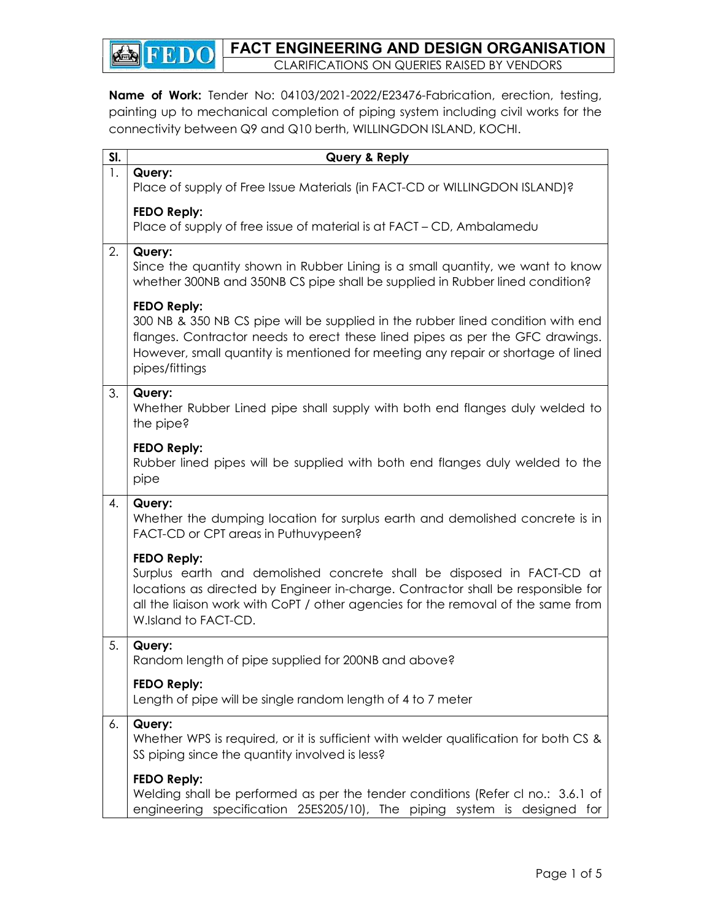# FACT ENGINEERING AND DESIGN ORGANISATION

CLARIFICATIONS ON QUERIES RAISED BY VENDORS

**Name of Work:** Tender No: 04103/2021-2022/E23476-Fabrication, erection, testing, painting up to mechanical completion of piping system including civil works for the connectivity between Q9 and Q10 berth, WILLINGDON ISLAND, KOCHI.

| Sl. | Query & Reply |
|---|---|
| 1. | **Query:** Place of supply of Free Issue Materials (in FACT-CD or WILLINGDON ISLAND)? **FEDO Reply:** Place of supply of free issue of material is at FACT – CD, Ambalamedu |
| 2. | **Query:** Since the quantity shown in Rubber Lining is a small quantity, we want to know whether 300NB and 350NB CS pipe shall be supplied in Rubber lined condition? **FEDO Reply:** 300 NB & 350 NB CS pipe will be supplied in the rubber lined condition with end flanges. Contractor needs to erect these lined pipes as per the GFC drawings. However, small quantity is mentioned for meeting any repair or shortage of lined pipes/fittings |
| 3. | **Query:** Whether Rubber Lined pipe shall supply with both end flanges duly welded to the pipe? **FEDO Reply:** Rubber lined pipes will be supplied with both end flanges duly welded to the pipe |
| 4. | **Query:** Whether the dumping location for surplus earth and demolished concrete is in FACT-CD or CPT areas in Puthuvypeen? **FEDO Reply:** Surplus earth and demolished concrete shall be disposed in FACT-CD at locations as directed by Engineer in-charge. Contractor shall be responsible for all the liaison work with CoPT / other agencies for the removal of the same from W.Island to FACT-CD. |
| 5. | **Query:** Random length of pipe supplied for 200NB and above? **FEDO Reply:** Length of pipe will be single random length of 4 to 7 meter |
| 6. | **Query:** Whether WPS is required, or it is sufficient with welder qualification for both CS & SS piping since the quantity involved is less? **FEDO Reply:** Welding shall be performed as per the tender conditions (Refer cl no.: 3.6.1 of engineering specification 25ES205/10), The piping system is designed for |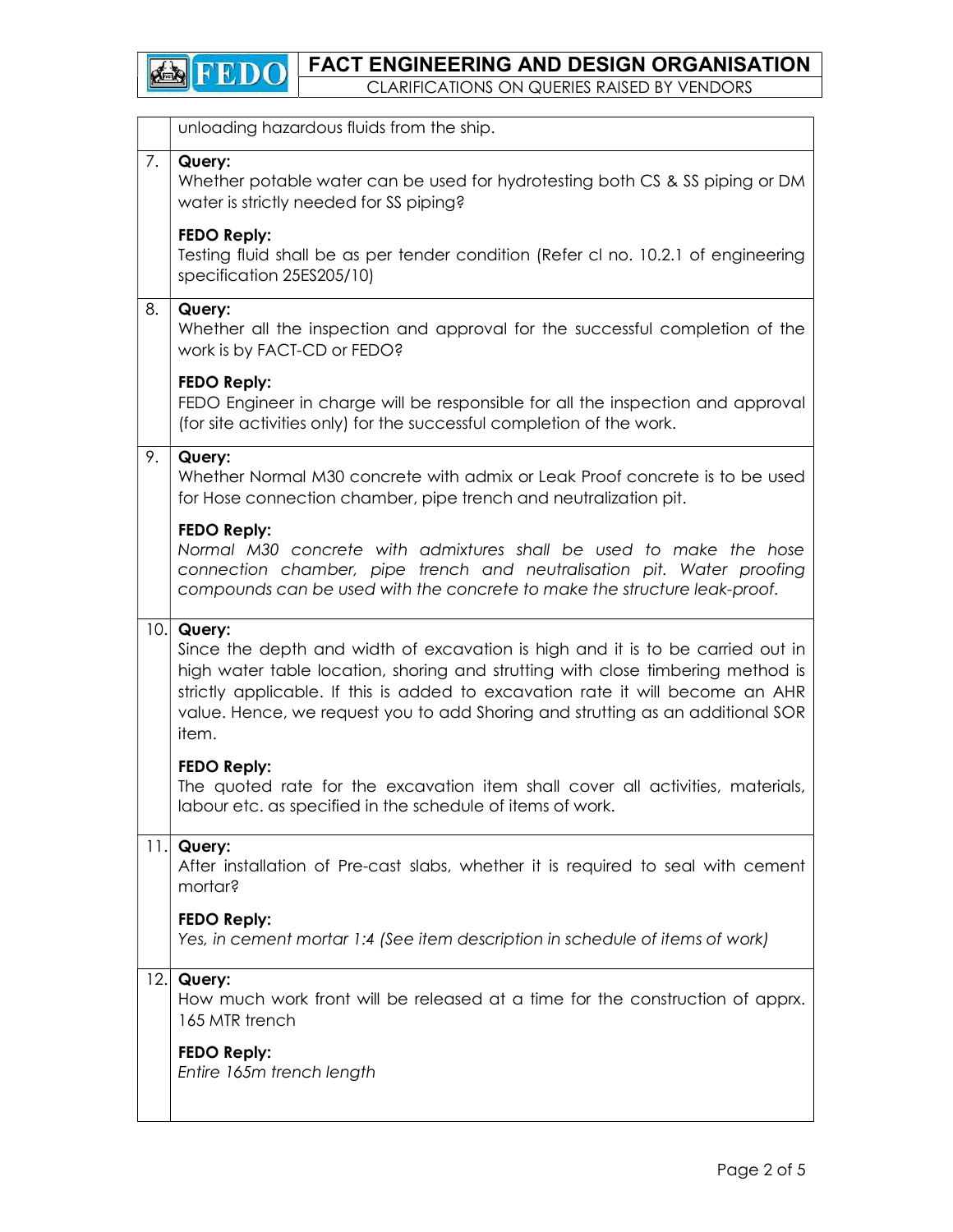| | |
|---|---|
| | unloading hazardous fluids from the ship. |
| 7. | **Query:**<br>Whether potable water can be used for hydrotesting both CS & SS piping or DM water is strictly needed for SS piping?<br><br>**FEDO Reply:**<br>Testing fluid shall be as per tender condition (Refer cl no. 10.2.1 of engineering specification 25ES205/10) |
| 8. | **Query:**<br>Whether all the inspection and approval for the successful completion of the work is by FACT-CD or FEDO?<br><br>**FEDO Reply:**<br>FEDO Engineer in charge will be responsible for all the inspection and approval (for site activities only) for the successful completion of the work. |
| 9. | **Query:**<br>Whether Normal M30 concrete with admix or Leak Proof concrete is to be used for Hose connection chamber, pipe trench and neutralization pit.<br><br>**FEDO Reply:**<br>*Normal M30 concrete with admixtures shall be used to make the hose connection chamber, pipe trench and neutralisation pit. Water proofing compounds can be used with the concrete to make the structure leak-proof.* |
| 10. | **Query:**<br>Since the depth and width of excavation is high and it is to be carried out in high water table location, shoring and strutting with close timbering method is strictly applicable. If this is added to excavation rate it will become an AHR value. Hence, we request you to add Shoring and strutting as an additional SOR item.<br><br>**FEDO Reply:**<br>The quoted rate for the excavation item shall cover all activities, materials, labour etc. as specified in the schedule of items of work. |
| 11. | **Query:**<br>After installation of Pre-cast slabs, whether it is required to seal with cement mortar?<br><br>**FEDO Reply:**<br>*Yes, in cement mortar 1:4 (See item description in schedule of items of work)* |
| 12. | **Query:**<br>How much work front will be released at a time for the construction of apprx. 165 MTR trench<br><br>**FEDO Reply:**<br>*Entire 165m trench length* |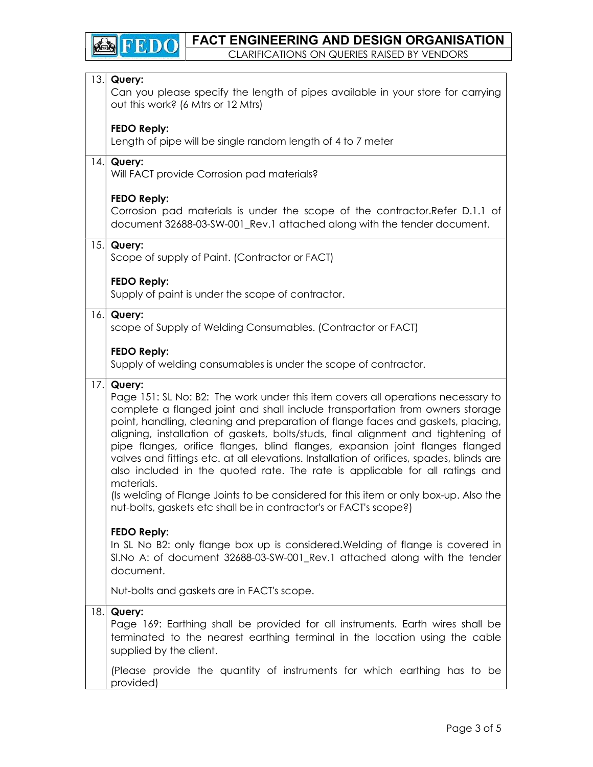| | |
|---|---|
| 13. | **Query:**<br>Can you please specify the length of pipes available in your store for carrying out this work? (6 Mtrs or 12 Mtrs)<br><br>**FEDO Reply:**<br>Length of pipe will be single random length of 4 to 7 meter |
| 14. | **Query:**<br>Will FACT provide Corrosion pad materials?<br><br>**FEDO Reply:**<br>Corrosion pad materials is under the scope of the contractor.Refer D.1.1 of document 32688-03-SW-001_Rev.1 attached along with the tender document. |
| 15. | **Query:**<br>Scope of supply of Paint. (Contractor or FACT)<br><br>**FEDO Reply:**<br>Supply of paint is under the scope of contractor. |
| 16. | **Query:**<br>scope of Supply of Welding Consumables. (Contractor or FACT)<br><br>**FEDO Reply:**<br>Supply of welding consumables is under the scope of contractor. |
| 17. | **Query:**<br>Page 151: SL No: B2: The work under this item covers all operations necessary to complete a flanged joint and shall include transportation from owners storage point, handling, cleaning and preparation of flange faces and gaskets, placing, aligning, installation of gaskets, bolts/studs, final alignment and tightening of pipe flanges, orifice flanges, blind flanges, expansion joint flanges flanged valves and fittings etc. at all elevations. Installation of orifices, spades, blinds are also included in the quoted rate. The rate is applicable for all ratings and materials.<br>(Is welding of Flange Joints to be considered for this item or only box-up. Also the nut-bolts, gaskets etc shall be in contractor's or FACT's scope?)<br><br>**FEDO Reply:**<br>In SL No B2: only flange box up is considered.Welding of flange is covered in Sl.No A: of document 32688-03-SW-001_Rev.1 attached along with the tender document.<br><br>Nut-bolts and gaskets are in FACT's scope. |
| 18. | **Query:**<br>Page 169: Earthing shall be provided for all instruments. Earth wires shall be terminated to the nearest earthing terminal in the location using the cable supplied by the client.<br><br>(Please provide the quantity of instruments for which earthing has to be provided) |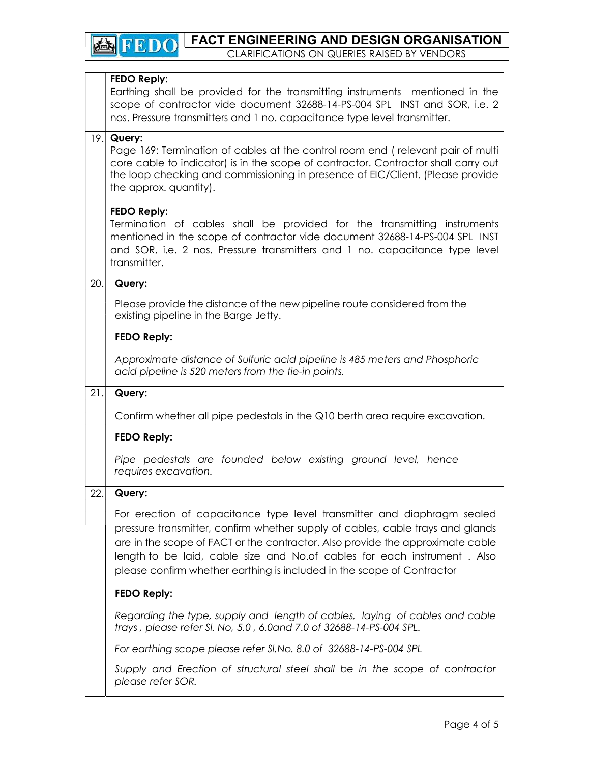| | |
|---|---|
| | **FEDO Reply:**<br>Earthing shall be provided for the transmitting instruments mentioned in the scope of contractor vide document 32688-14-PS-004 SPL INST and SOR, i.e. 2 nos. Pressure transmitters and 1 no. capacitance type level transmitter. |
| 19. | **Query:**<br>Page 169: Termination of cables at the control room end ( relevant pair of multi core cable to indicator) is in the scope of contractor. Contractor shall carry out the loop checking and commissioning in presence of EIC/Client. (Please provide the approx. quantity).<br><br>**FEDO Reply:**<br>Termination of cables shall be provided for the transmitting instruments mentioned in the scope of contractor vide document 32688-14-PS-004 SPL INST and SOR, i.e. 2 nos. Pressure transmitters and 1 no. capacitance type level transmitter. |
| 20. | **Query:**<br><br>Please provide the distance of the new pipeline route considered from the existing pipeline in the Barge Jetty.<br><br>**FEDO Reply:**<br><br>*Approximate distance of Sulfuric acid pipeline is 485 meters and Phosphoric acid pipeline is 520 meters from the tie-in points.* |
| 21. | **Query:**<br><br>Confirm whether all pipe pedestals in the Q10 berth area require excavation.<br><br>**FEDO Reply:**<br><br>*Pipe pedestals are founded below existing ground level, hence requires excavation.* |
| 22. | **Query:**<br><br>For erection of capacitance type level transmitter and diaphragm sealed pressure transmitter, confirm whether supply of cables, cable trays and glands are in the scope of FACT or the contractor. Also provide the approximate cable length to be laid, cable size and No.of cables for each instrument . Also please confirm whether earthing is included in the scope of Contractor<br><br>**FEDO Reply:**<br><br>*Regarding the type, supply and length of cables, laying of cables and cable trays , please refer Sl. No, 5.0 , 6.0and 7.0 of 32688-14-PS-004 SPL.*<br><br>*For earthing scope please refer Sl.No. 8.0 of 32688-14-PS-004 SPL*<br><br>*Supply and Erection of structural steel shall be in the scope of contractor please refer SOR.* |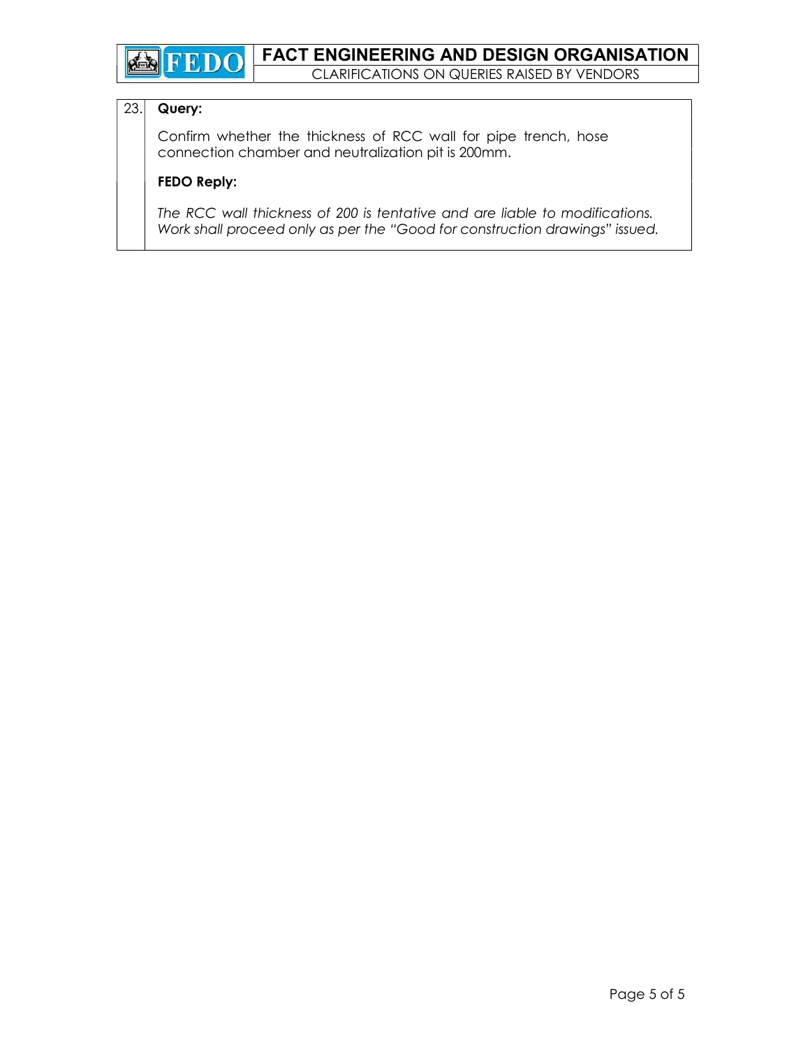| 23. | **Query:**<br><br>Confirm whether the thickness of RCC wall for pipe trench, hose connection chamber and neutralization pit is 200mm.<br><br>**FEDO Reply:**<br><br>*The RCC wall thickness of 200 is tentative and are liable to modifications. Work shall proceed only as per the "Good for construction drawings" issued.* |
|---|---|